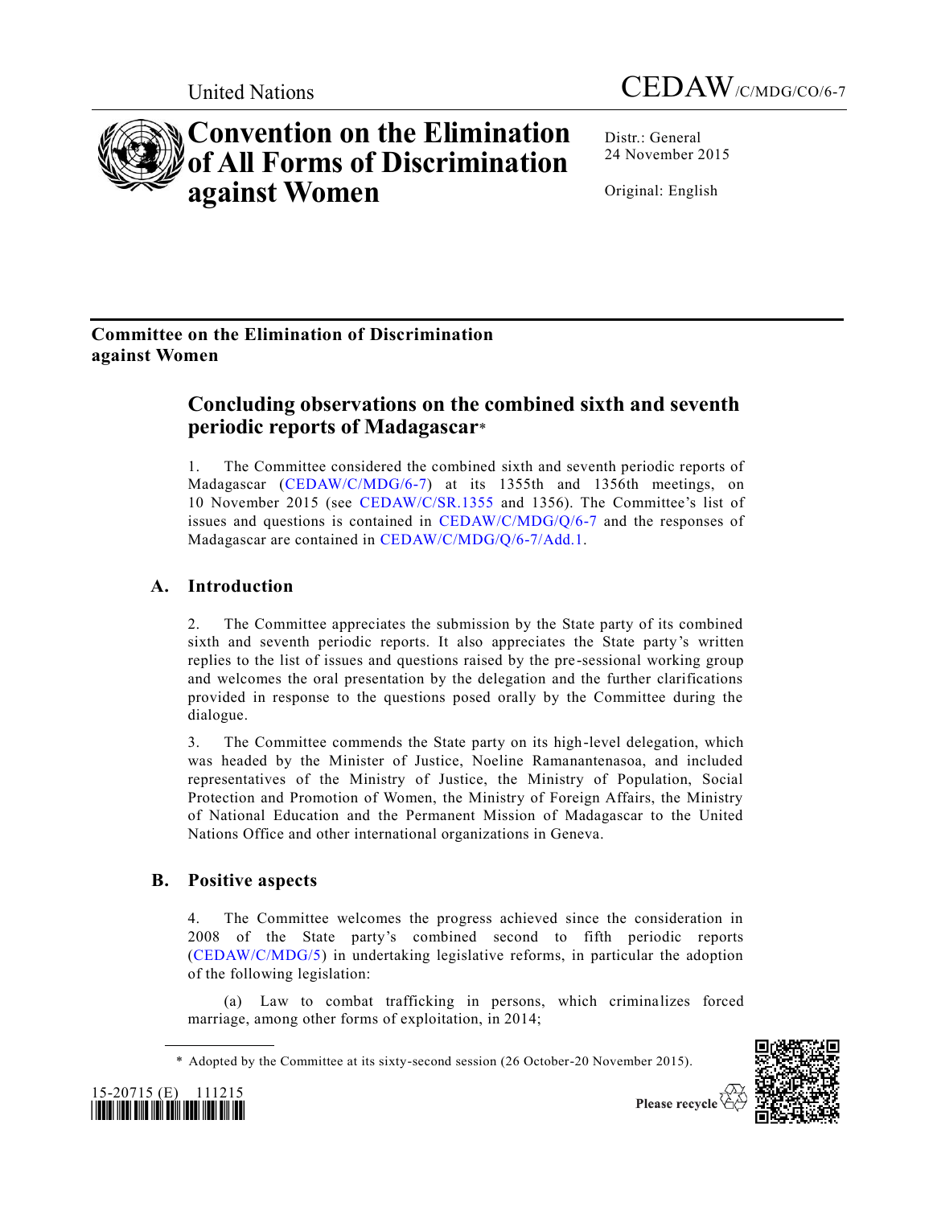United Nations

CEDAW/C/MDG/CO/6-7

# Convention on the Elimination of All Forms of Discrimination against Women

Distr.: General
24 November 2015

Original: English

## Committee on the Elimination of Discrimination against Women

# Concluding observations on the combined sixth and seventh periodic reports of Madagascar*

1. The Committee considered the combined sixth and seventh periodic reports of Madagascar (CEDAW/C/MDG/6-7) at its 1355th and 1356th meetings, on 10 November 2015 (see CEDAW/C/SR.1355 and 1356). The Committee's list of issues and questions is contained in CEDAW/C/MDG/Q/6-7 and the responses of Madagascar are contained in CEDAW/C/MDG/Q/6-7/Add.1.

## A. Introduction

2. The Committee appreciates the submission by the State party of its combined sixth and seventh periodic reports. It also appreciates the State party's written replies to the list of issues and questions raised by the pre-sessional working group and welcomes the oral presentation by the delegation and the further clarifications provided in response to the questions posed orally by the Committee during the dialogue.

3. The Committee commends the State party on its high-level delegation, which was headed by the Minister of Justice, Noeline Ramanantenasoa, and included representatives of the Ministry of Justice, the Ministry of Population, Social Protection and Promotion of Women, the Ministry of Foreign Affairs, the Ministry of National Education and the Permanent Mission of Madagascar to the United Nations Office and other international organizations in Geneva.

## B. Positive aspects

4. The Committee welcomes the progress achieved since the consideration in 2008 of the State party's combined second to fifth periodic reports (CEDAW/C/MDG/5) in undertaking legislative reforms, in particular the adoption of the following legislation:

(a) Law to combat trafficking in persons, which criminalizes forced marriage, among other forms of exploitation, in 2014;

\* Adopted by the Committee at its sixty-second session (26 October-20 November 2015).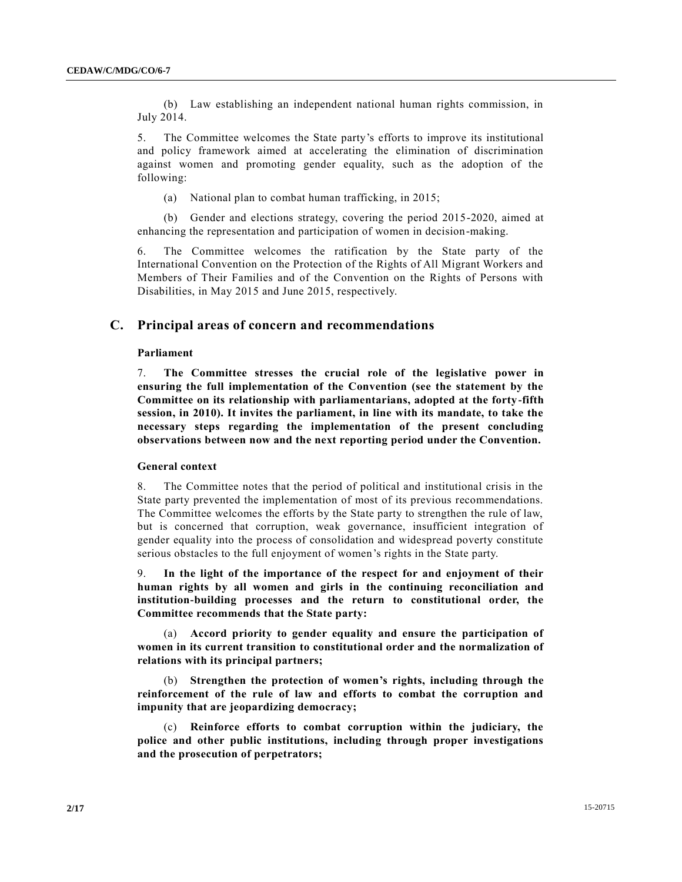(b) Law establishing an independent national human rights commission, in July 2014.

5. The Committee welcomes the State party's efforts to improve its institutional and policy framework aimed at accelerating the elimination of discrimination against women and promoting gender equality, such as the adoption of the following:

(a) National plan to combat human trafficking, in 2015;

(b) Gender and elections strategy, covering the period 2015-2020, aimed at enhancing the representation and participation of women in decision-making.

6. The Committee welcomes the ratification by the State party of the International Convention on the Protection of the Rights of All Migrant Workers and Members of Their Families and of the Convention on the Rights of Persons with Disabilities, in May 2015 and June 2015, respectively.

## C. Principal areas of concern and recommendations

### Parliament

7. **The Committee stresses the crucial role of the legislative power in ensuring the full implementation of the Convention (see the statement by the Committee on its relationship with parliamentarians, adopted at the forty-fifth session, in 2010). It invites the parliament, in line with its mandate, to take the necessary steps regarding the implementation of the present concluding observations between now and the next reporting period under the Convention.**

### General context

8. The Committee notes that the period of political and institutional crisis in the State party prevented the implementation of most of its previous recommendations. The Committee welcomes the efforts by the State party to strengthen the rule of law, but is concerned that corruption, weak governance, insufficient integration of gender equality into the process of consolidation and widespread poverty constitute serious obstacles to the full enjoyment of women's rights in the State party.

9. **In the light of the importance of the respect for and enjoyment of their human rights by all women and girls in the continuing reconciliation and institution-building processes and the return to constitutional order, the Committee recommends that the State party:**

(a) **Accord priority to gender equality and ensure the participation of women in its current transition to constitutional order and the normalization of relations with its principal partners;**

(b) **Strengthen the protection of women's rights, including through the reinforcement of the rule of law and efforts to combat the corruption and impunity that are jeopardizing democracy;**

(c) **Reinforce efforts to combat corruption within the judiciary, the police and other public institutions, including through proper investigations and the prosecution of perpetrators;**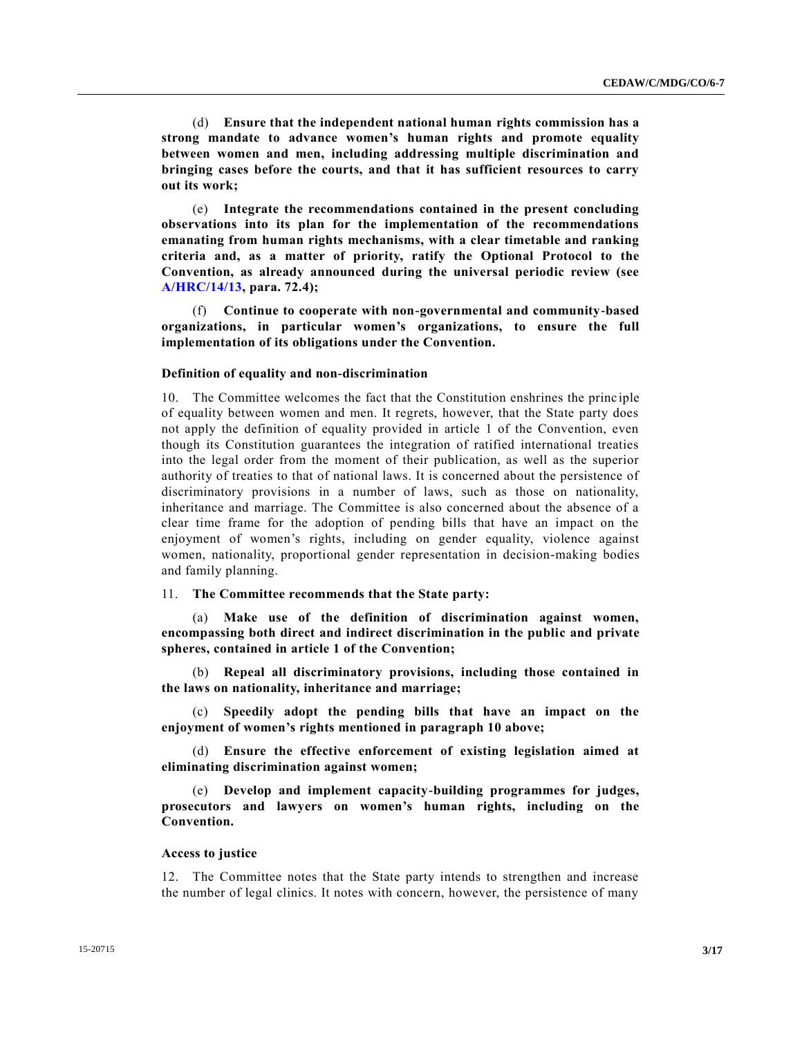(d) **Ensure that the independent national human rights commission has a strong mandate to advance women's human rights and promote equality between women and men, including addressing multiple discrimination and bringing cases before the courts, and that it has sufficient resources to carry out its work;**

(e) **Integrate the recommendations contained in the present concluding observations into its plan for the implementation of the recommendations emanating from human rights mechanisms, with a clear timetable and ranking criteria and, as a matter of priority, ratify the Optional Protocol to the Convention, as already announced during the universal periodic review (see A/HRC/14/13, para. 72.4);**

(f) **Continue to cooperate with non-governmental and community-based organizations, in particular women's organizations, to ensure the full implementation of its obligations under the Convention.**

### Definition of equality and non-discrimination

10. The Committee welcomes the fact that the Constitution enshrines the principle of equality between women and men. It regrets, however, that the State party does not apply the definition of equality provided in article 1 of the Convention, even though its Constitution guarantees the integration of ratified international treaties into the legal order from the moment of their publication, as well as the superior authority of treaties to that of national laws. It is concerned about the persistence of discriminatory provisions in a number of laws, such as those on nationality, inheritance and marriage. The Committee is also concerned about the absence of a clear time frame for the adoption of pending bills that have an impact on the enjoyment of women's rights, including on gender equality, violence against women, nationality, proportional gender representation in decision-making bodies and family planning.

11. **The Committee recommends that the State party:**

(a) **Make use of the definition of discrimination against women, encompassing both direct and indirect discrimination in the public and private spheres, contained in article 1 of the Convention;**

(b) **Repeal all discriminatory provisions, including those contained in the laws on nationality, inheritance and marriage;**

(c) **Speedily adopt the pending bills that have an impact on the enjoyment of women's rights mentioned in paragraph 10 above;**

(d) **Ensure the effective enforcement of existing legislation aimed at eliminating discrimination against women;**

(e) **Develop and implement capacity-building programmes for judges, prosecutors and lawyers on women's human rights, including on the Convention.**

### Access to justice

12. The Committee notes that the State party intends to strengthen and increase the number of legal clinics. It notes with concern, however, the persistence of many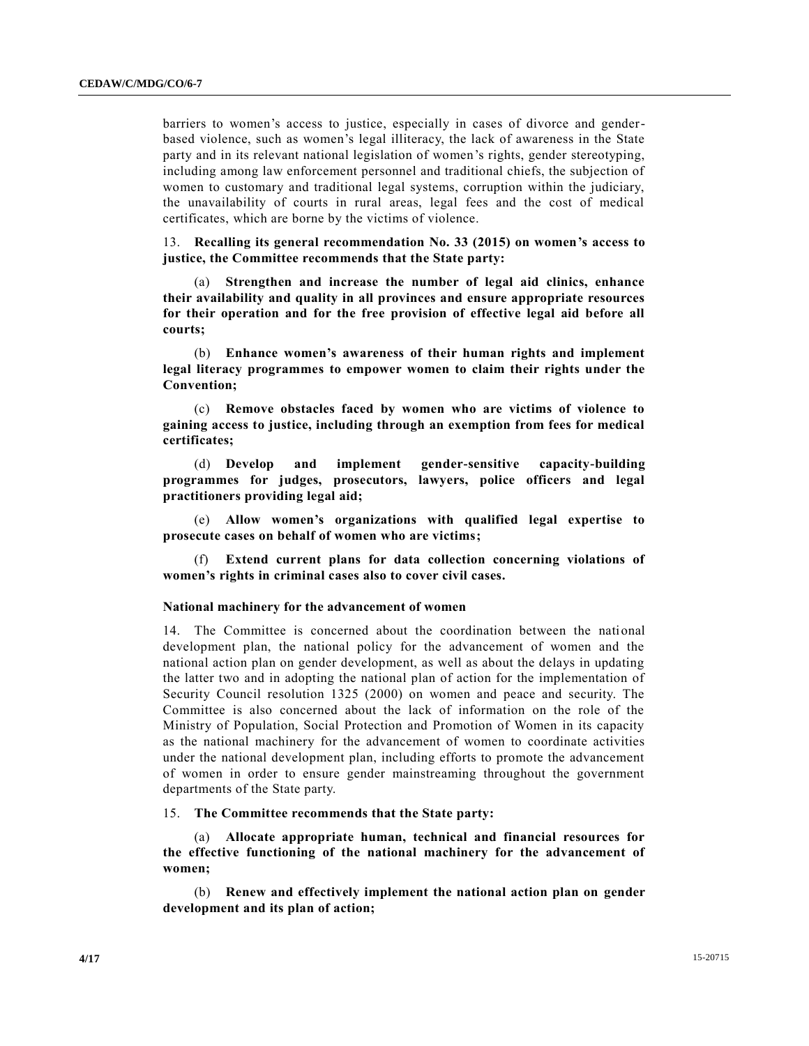barriers to women's access to justice, especially in cases of divorce and gender-based violence, such as women's legal illiteracy, the lack of awareness in the State party and in its relevant national legislation of women's rights, gender stereotyping, including among law enforcement personnel and traditional chiefs, the subjection of women to customary and traditional legal systems, corruption within the judiciary, the unavailability of courts in rural areas, legal fees and the cost of medical certificates, which are borne by the victims of violence.

13. **Recalling its general recommendation No. 33 (2015) on women's access to justice, the Committee recommends that the State party:**

(a) **Strengthen and increase the number of legal aid clinics, enhance their availability and quality in all provinces and ensure appropriate resources for their operation and for the free provision of effective legal aid before all courts;**

(b) **Enhance women's awareness of their human rights and implement legal literacy programmes to empower women to claim their rights under the Convention;**

(c) **Remove obstacles faced by women who are victims of violence to gaining access to justice, including through an exemption from fees for medical certificates;**

(d) **Develop and implement gender-sensitive capacity-building programmes for judges, prosecutors, lawyers, police officers and legal practitioners providing legal aid;**

(e) **Allow women's organizations with qualified legal expertise to prosecute cases on behalf of women who are victims;**

(f) **Extend current plans for data collection concerning violations of women's rights in criminal cases also to cover civil cases.**

### National machinery for the advancement of women

14. The Committee is concerned about the coordination between the national development plan, the national policy for the advancement of women and the national action plan on gender development, as well as about the delays in updating the latter two and in adopting the national plan of action for the implementation of Security Council resolution 1325 (2000) on women and peace and security. The Committee is also concerned about the lack of information on the role of the Ministry of Population, Social Protection and Promotion of Women in its capacity as the national machinery for the advancement of women to coordinate activities under the national development plan, including efforts to promote the advancement of women in order to ensure gender mainstreaming throughout the government departments of the State party.

15. **The Committee recommends that the State party:**

(a) **Allocate appropriate human, technical and financial resources for the effective functioning of the national machinery for the advancement of women;**

(b) **Renew and effectively implement the national action plan on gender development and its plan of action;**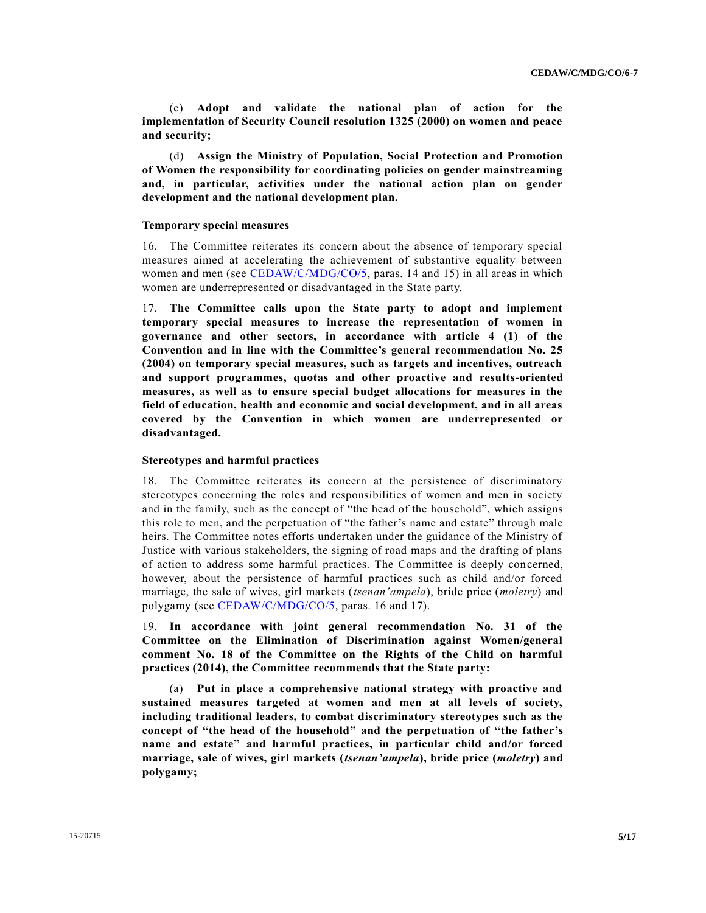(c) **Adopt and validate the national plan of action for the implementation of Security Council resolution 1325 (2000) on women and peace and security;**

(d) **Assign the Ministry of Population, Social Protection and Promotion of Women the responsibility for coordinating policies on gender mainstreaming and, in particular, activities under the national action plan on gender development and the national development plan.**

### Temporary special measures

16. The Committee reiterates its concern about the absence of temporary special measures aimed at accelerating the achievement of substantive equality between women and men (see CEDAW/C/MDG/CO/5, paras. 14 and 15) in all areas in which women are underrepresented or disadvantaged in the State party.

17. **The Committee calls upon the State party to adopt and implement temporary special measures to increase the representation of women in governance and other sectors, in accordance with article 4 (1) of the Convention and in line with the Committee's general recommendation No. 25 (2004) on temporary special measures, such as targets and incentives, outreach and support programmes, quotas and other proactive and results-oriented measures, as well as to ensure special budget allocations for measures in the field of education, health and economic and social development, and in all areas covered by the Convention in which women are underrepresented or disadvantaged.**

### Stereotypes and harmful practices

18. The Committee reiterates its concern at the persistence of discriminatory stereotypes concerning the roles and responsibilities of women and men in society and in the family, such as the concept of "the head of the household", which assigns this role to men, and the perpetuation of "the father's name and estate" through male heirs. The Committee notes efforts undertaken under the guidance of the Ministry of Justice with various stakeholders, the signing of road maps and the drafting of plans of action to address some harmful practices. The Committee is deeply concerned, however, about the persistence of harmful practices such as child and/or forced marriage, the sale of wives, girl markets (*tsenan'ampela*), bride price (*moletry*) and polygamy (see CEDAW/C/MDG/CO/5, paras. 16 and 17).

19. **In accordance with joint general recommendation No. 31 of the Committee on the Elimination of Discrimination against Women/general comment No. 18 of the Committee on the Rights of the Child on harmful practices (2014), the Committee recommends that the State party:**

(a) **Put in place a comprehensive national strategy with proactive and sustained measures targeted at women and men at all levels of society, including traditional leaders, to combat discriminatory stereotypes such as the concept of "the head of the household" and the perpetuation of "the father's name and estate" and harmful practices, in particular child and/or forced marriage, sale of wives, girl markets (*tsenan'ampela*), bride price (*moletry*) and polygamy;**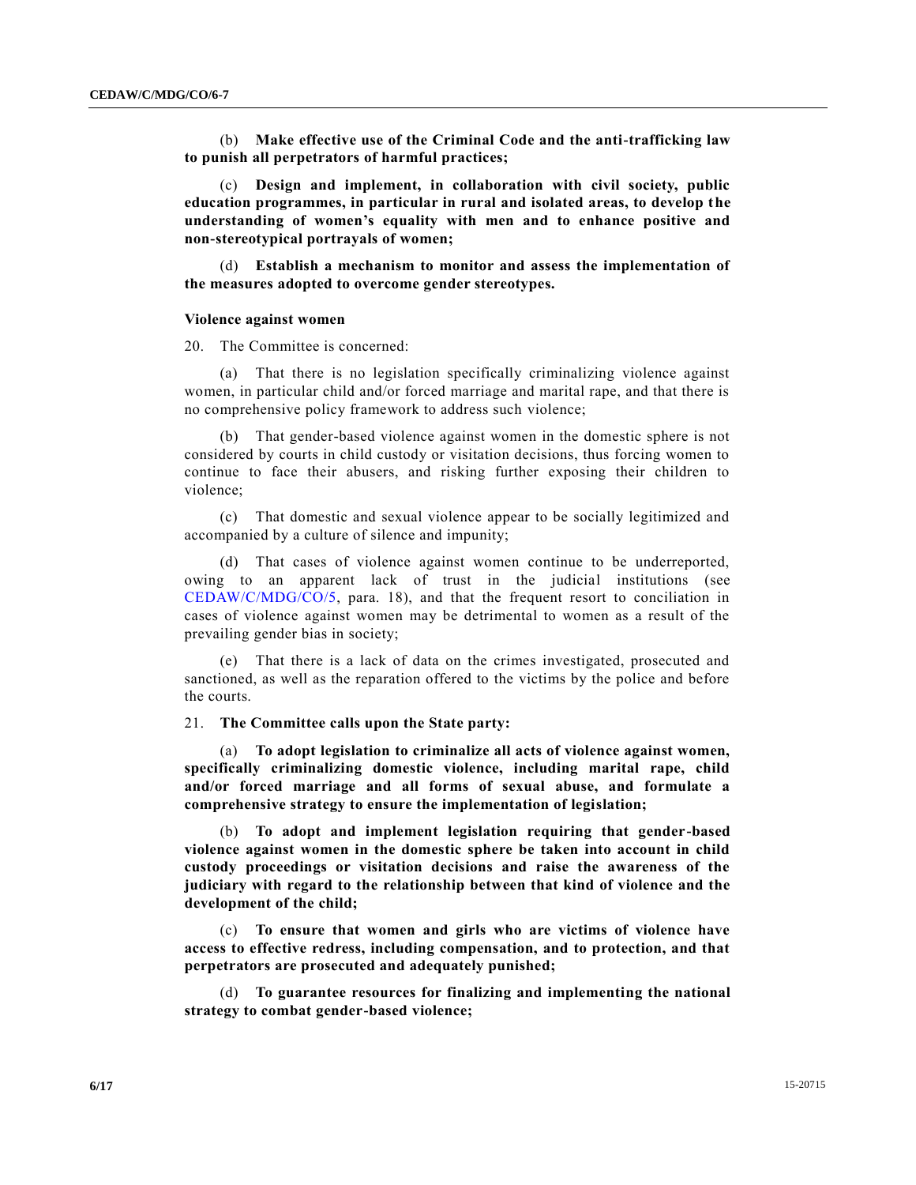(b) **Make effective use of the Criminal Code and the anti-trafficking law to punish all perpetrators of harmful practices;**

(c) **Design and implement, in collaboration with civil society, public education programmes, in particular in rural and isolated areas, to develop the understanding of women's equality with men and to enhance positive and non-stereotypical portrayals of women;**

(d) **Establish a mechanism to monitor and assess the implementation of the measures adopted to overcome gender stereotypes.**

### Violence against women

20. The Committee is concerned:

(a) That there is no legislation specifically criminalizing violence against women, in particular child and/or forced marriage and marital rape, and that there is no comprehensive policy framework to address such violence;

(b) That gender-based violence against women in the domestic sphere is not considered by courts in child custody or visitation decisions, thus forcing women to continue to face their abusers, and risking further exposing their children to violence;

(c) That domestic and sexual violence appear to be socially legitimized and accompanied by a culture of silence and impunity;

(d) That cases of violence against women continue to be underreported, owing to an apparent lack of trust in the judicial institutions (see CEDAW/C/MDG/CO/5, para. 18), and that the frequent resort to conciliation in cases of violence against women may be detrimental to women as a result of the prevailing gender bias in society;

(e) That there is a lack of data on the crimes investigated, prosecuted and sanctioned, as well as the reparation offered to the victims by the police and before the courts.

21. **The Committee calls upon the State party:**

(a) **To adopt legislation to criminalize all acts of violence against women, specifically criminalizing domestic violence, including marital rape, child and/or forced marriage and all forms of sexual abuse, and formulate a comprehensive strategy to ensure the implementation of legislation;**

(b) **To adopt and implement legislation requiring that gender-based violence against women in the domestic sphere be taken into account in child custody proceedings or visitation decisions and raise the awareness of the judiciary with regard to the relationship between that kind of violence and the development of the child;**

(c) **To ensure that women and girls who are victims of violence have access to effective redress, including compensation, and to protection, and that perpetrators are prosecuted and adequately punished;**

(d) **To guarantee resources for finalizing and implementing the national strategy to combat gender-based violence;**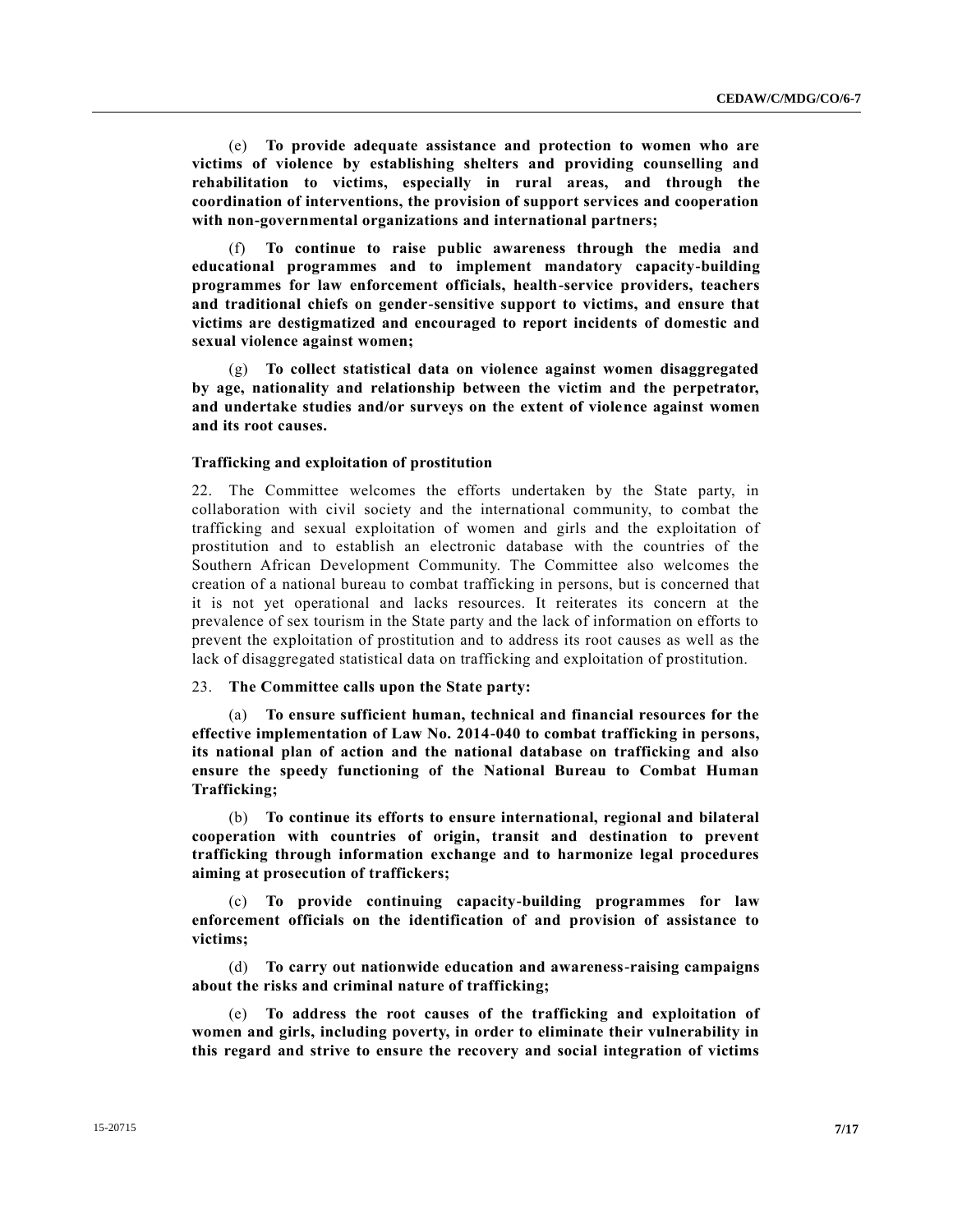(e) **To provide adequate assistance and protection to women who are victims of violence by establishing shelters and providing counselling and rehabilitation to victims, especially in rural areas, and through the coordination of interventions, the provision of support services and cooperation with non-governmental organizations and international partners;**

(f) **To continue to raise public awareness through the media and educational programmes and to implement mandatory capacity-building programmes for law enforcement officials, health-service providers, teachers and traditional chiefs on gender-sensitive support to victims, and ensure that victims are destigmatized and encouraged to report incidents of domestic and sexual violence against women;**

(g) **To collect statistical data on violence against women disaggregated by age, nationality and relationship between the victim and the perpetrator, and undertake studies and/or surveys on the extent of violence against women and its root causes.**

### Trafficking and exploitation of prostitution

22. The Committee welcomes the efforts undertaken by the State party, in collaboration with civil society and the international community, to combat the trafficking and sexual exploitation of women and girls and the exploitation of prostitution and to establish an electronic database with the countries of the Southern African Development Community. The Committee also welcomes the creation of a national bureau to combat trafficking in persons, but is concerned that it is not yet operational and lacks resources. It reiterates its concern at the prevalence of sex tourism in the State party and the lack of information on efforts to prevent the exploitation of prostitution and to address its root causes as well as the lack of disaggregated statistical data on trafficking and exploitation of prostitution.

23. **The Committee calls upon the State party:**

(a) **To ensure sufficient human, technical and financial resources for the effective implementation of Law No. 2014-040 to combat trafficking in persons, its national plan of action and the national database on trafficking and also ensure the speedy functioning of the National Bureau to Combat Human Trafficking;**

(b) **To continue its efforts to ensure international, regional and bilateral cooperation with countries of origin, transit and destination to prevent trafficking through information exchange and to harmonize legal procedures aiming at prosecution of traffickers;**

(c) **To provide continuing capacity-building programmes for law enforcement officials on the identification of and provision of assistance to victims;**

(d) **To carry out nationwide education and awareness-raising campaigns about the risks and criminal nature of trafficking;**

(e) **To address the root causes of the trafficking and exploitation of women and girls, including poverty, in order to eliminate their vulnerability in this regard and strive to ensure the recovery and social integration of victims**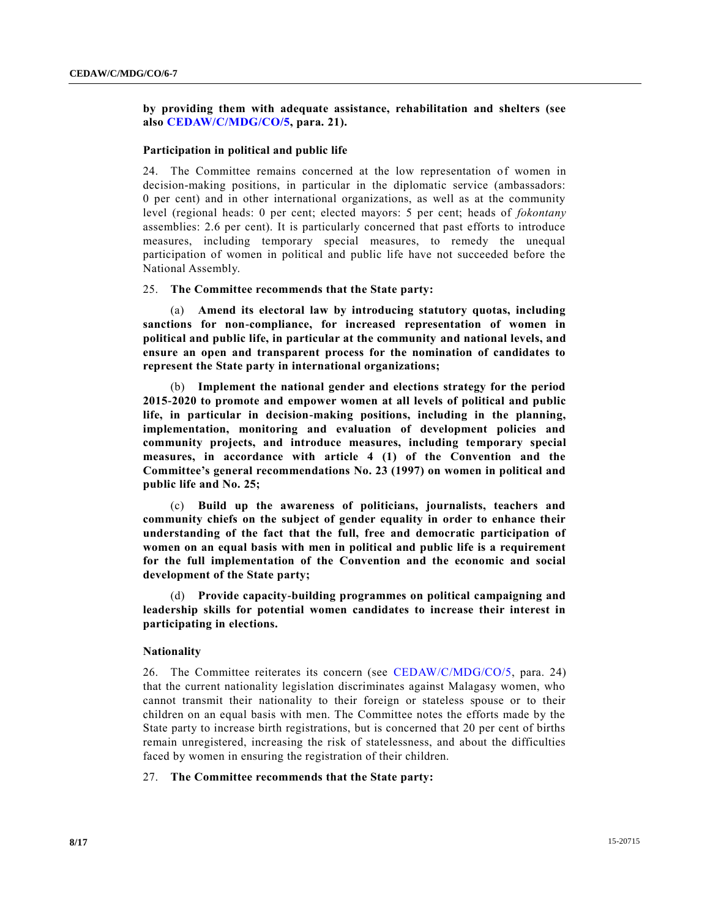**by providing them with adequate assistance, rehabilitation and shelters (see also CEDAW/C/MDG/CO/5, para. 21).**

### Participation in political and public life

24. The Committee remains concerned at the low representation of women in decision-making positions, in particular in the diplomatic service (ambassadors: 0 per cent) and in other international organizations, as well as at the community level (regional heads: 0 per cent; elected mayors: 5 per cent; heads of *fokontany* assemblies: 2.6 per cent). It is particularly concerned that past efforts to introduce measures, including temporary special measures, to remedy the unequal participation of women in political and public life have not succeeded before the National Assembly.

25. **The Committee recommends that the State party:**

(a) **Amend its electoral law by introducing statutory quotas, including sanctions for non-compliance, for increased representation of women in political and public life, in particular at the community and national levels, and ensure an open and transparent process for the nomination of candidates to represent the State party in international organizations;**

(b) **Implement the national gender and elections strategy for the period 2015-2020 to promote and empower women at all levels of political and public life, in particular in decision-making positions, including in the planning, implementation, monitoring and evaluation of development policies and community projects, and introduce measures, including temporary special measures, in accordance with article 4 (1) of the Convention and the Committee's general recommendations No. 23 (1997) on women in political and public life and No. 25;**

(c) **Build up the awareness of politicians, journalists, teachers and community chiefs on the subject of gender equality in order to enhance their understanding of the fact that the full, free and democratic participation of women on an equal basis with men in political and public life is a requirement for the full implementation of the Convention and the economic and social development of the State party;**

(d) **Provide capacity-building programmes on political campaigning and leadership skills for potential women candidates to increase their interest in participating in elections.**

### Nationality

26. The Committee reiterates its concern (see CEDAW/C/MDG/CO/5, para. 24) that the current nationality legislation discriminates against Malagasy women, who cannot transmit their nationality to their foreign or stateless spouse or to their children on an equal basis with men. The Committee notes the efforts made by the State party to increase birth registrations, but is concerned that 20 per cent of births remain unregistered, increasing the risk of statelessness, and about the difficulties faced by women in ensuring the registration of their children.

27. **The Committee recommends that the State party:**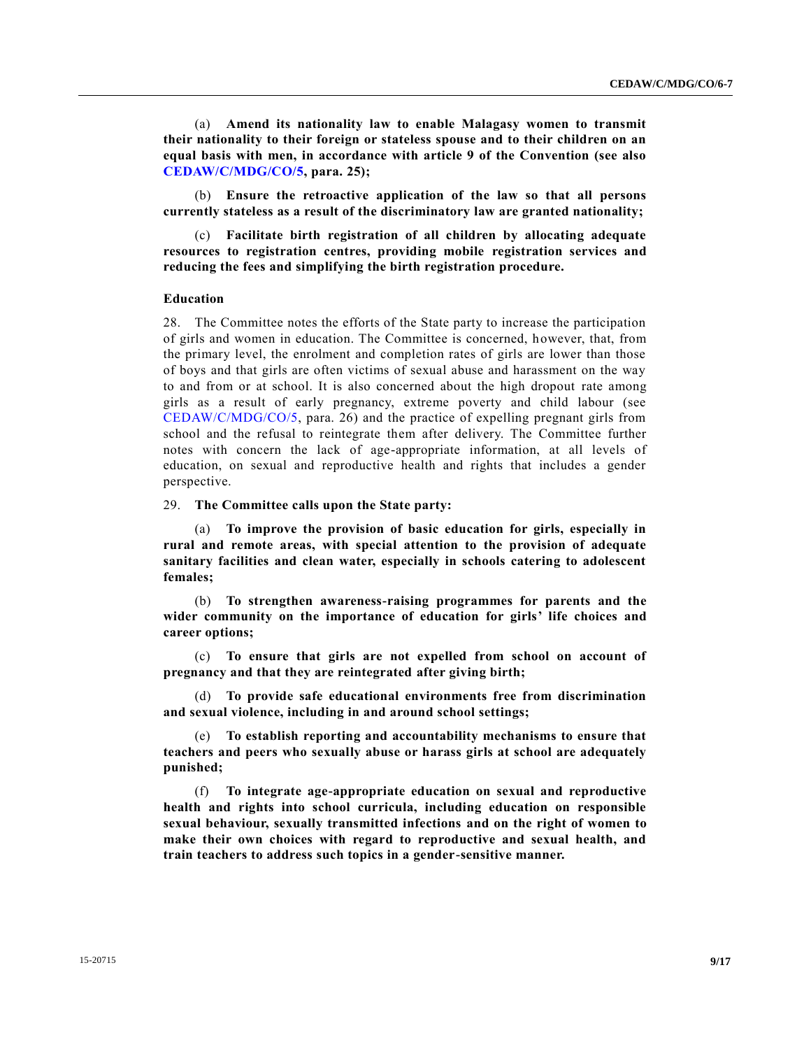(a) **Amend its nationality law to enable Malagasy women to transmit their nationality to their foreign or stateless spouse and to their children on an equal basis with men, in accordance with article 9 of the Convention (see also CEDAW/C/MDG/CO/5, para. 25);**

(b) **Ensure the retroactive application of the law so that all persons currently stateless as a result of the discriminatory law are granted nationality;**

(c) **Facilitate birth registration of all children by allocating adequate resources to registration centres, providing mobile registration services and reducing the fees and simplifying the birth registration procedure.**

### Education

28. The Committee notes the efforts of the State party to increase the participation of girls and women in education. The Committee is concerned, however, that, from the primary level, the enrolment and completion rates of girls are lower than those of boys and that girls are often victims of sexual abuse and harassment on the way to and from or at school. It is also concerned about the high dropout rate among girls as a result of early pregnancy, extreme poverty and child labour (see CEDAW/C/MDG/CO/5, para. 26) and the practice of expelling pregnant girls from school and the refusal to reintegrate them after delivery. The Committee further notes with concern the lack of age-appropriate information, at all levels of education, on sexual and reproductive health and rights that includes a gender perspective.

29. **The Committee calls upon the State party:**

(a) **To improve the provision of basic education for girls, especially in rural and remote areas, with special attention to the provision of adequate sanitary facilities and clean water, especially in schools catering to adolescent females;**

(b) **To strengthen awareness-raising programmes for parents and the wider community on the importance of education for girls' life choices and career options;**

(c) **To ensure that girls are not expelled from school on account of pregnancy and that they are reintegrated after giving birth;**

(d) **To provide safe educational environments free from discrimination and sexual violence, including in and around school settings;**

(e) **To establish reporting and accountability mechanisms to ensure that teachers and peers who sexually abuse or harass girls at school are adequately punished;**

(f) **To integrate age-appropriate education on sexual and reproductive health and rights into school curricula, including education on responsible sexual behaviour, sexually transmitted infections and on the right of women to make their own choices with regard to reproductive and sexual health, and train teachers to address such topics in a gender-sensitive manner.**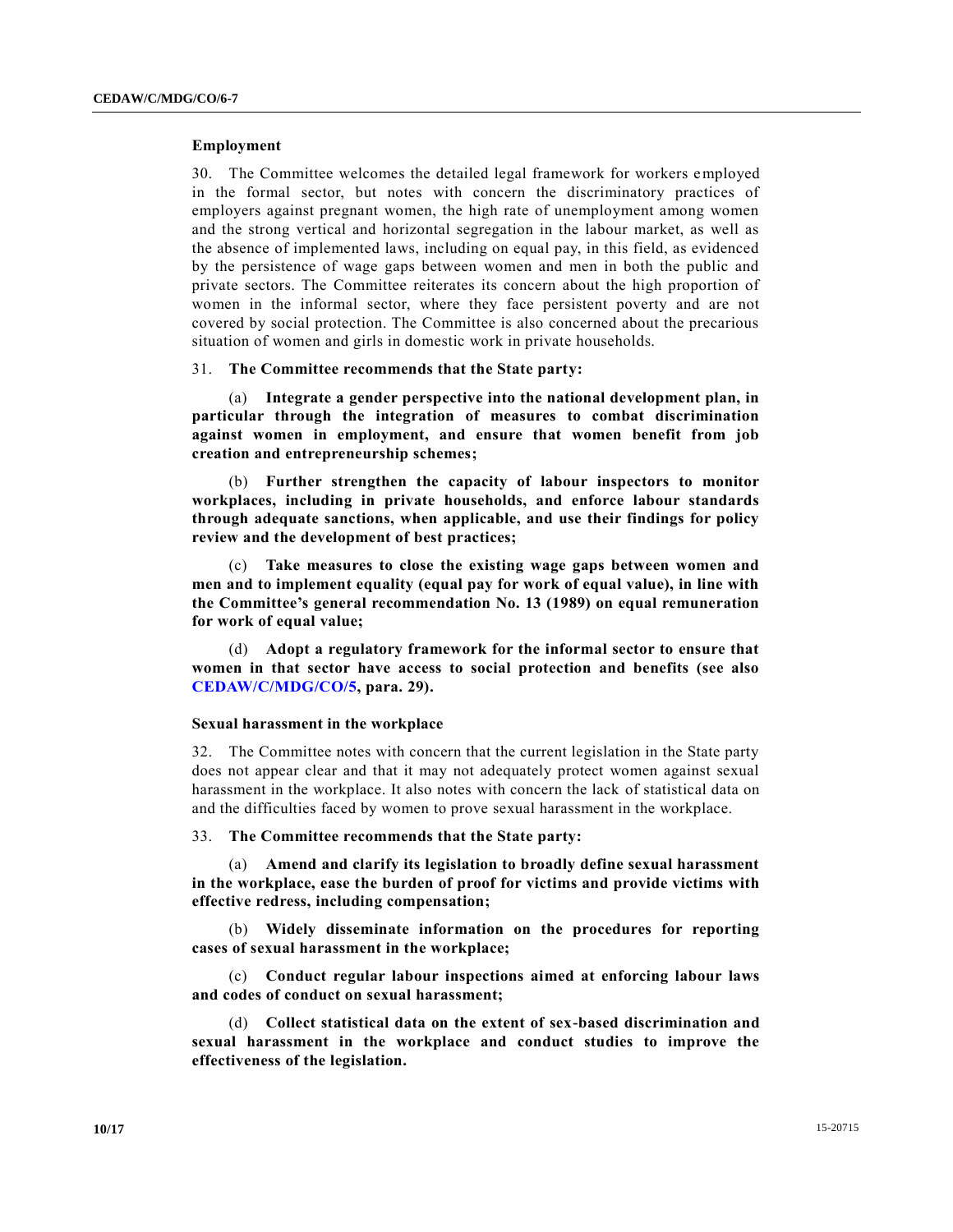### Employment

30. The Committee welcomes the detailed legal framework for workers employed in the formal sector, but notes with concern the discriminatory practices of employers against pregnant women, the high rate of unemployment among women and the strong vertical and horizontal segregation in the labour market, as well as the absence of implemented laws, including on equal pay, in this field, as evidenced by the persistence of wage gaps between women and men in both the public and private sectors. The Committee reiterates its concern about the high proportion of women in the informal sector, where they face persistent poverty and are not covered by social protection. The Committee is also concerned about the precarious situation of women and girls in domestic work in private households.

31. **The Committee recommends that the State party:**

(a) **Integrate a gender perspective into the national development plan, in particular through the integration of measures to combat discrimination against women in employment, and ensure that women benefit from job creation and entrepreneurship schemes;**

(b) **Further strengthen the capacity of labour inspectors to monitor workplaces, including in private households, and enforce labour standards through adequate sanctions, when applicable, and use their findings for policy review and the development of best practices;**

(c) **Take measures to close the existing wage gaps between women and men and to implement equality (equal pay for work of equal value), in line with the Committee's general recommendation No. 13 (1989) on equal remuneration for work of equal value;**

(d) **Adopt a regulatory framework for the informal sector to ensure that women in that sector have access to social protection and benefits (see also CEDAW/C/MDG/CO/5, para. 29).**

### Sexual harassment in the workplace

32. The Committee notes with concern that the current legislation in the State party does not appear clear and that it may not adequately protect women against sexual harassment in the workplace. It also notes with concern the lack of statistical data on and the difficulties faced by women to prove sexual harassment in the workplace.

33. **The Committee recommends that the State party:**

(a) **Amend and clarify its legislation to broadly define sexual harassment in the workplace, ease the burden of proof for victims and provide victims with effective redress, including compensation;**

(b) **Widely disseminate information on the procedures for reporting cases of sexual harassment in the workplace;**

(c) **Conduct regular labour inspections aimed at enforcing labour laws and codes of conduct on sexual harassment;**

(d) **Collect statistical data on the extent of sex-based discrimination and sexual harassment in the workplace and conduct studies to improve the effectiveness of the legislation.**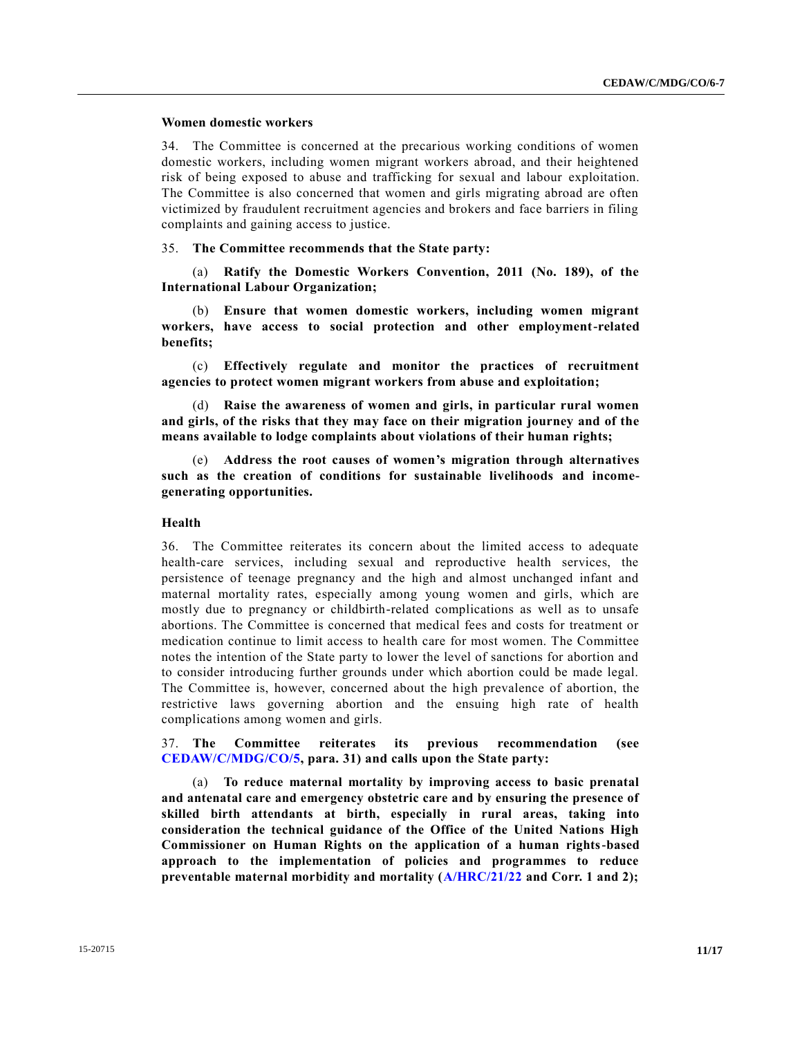### Women domestic workers

34. The Committee is concerned at the precarious working conditions of women domestic workers, including women migrant workers abroad, and their heightened risk of being exposed to abuse and trafficking for sexual and labour exploitation. The Committee is also concerned that women and girls migrating abroad are often victimized by fraudulent recruitment agencies and brokers and face barriers in filing complaints and gaining access to justice.

35. **The Committee recommends that the State party:**

(a) **Ratify the Domestic Workers Convention, 2011 (No. 189), of the International Labour Organization;**

(b) **Ensure that women domestic workers, including women migrant workers, have access to social protection and other employment-related benefits;**

(c) **Effectively regulate and monitor the practices of recruitment agencies to protect women migrant workers from abuse and exploitation;**

(d) **Raise the awareness of women and girls, in particular rural women and girls, of the risks that they may face on their migration journey and of the means available to lodge complaints about violations of their human rights;**

(e) **Address the root causes of women's migration through alternatives such as the creation of conditions for sustainable livelihoods and income-generating opportunities.**

### Health

36. The Committee reiterates its concern about the limited access to adequate health-care services, including sexual and reproductive health services, the persistence of teenage pregnancy and the high and almost unchanged infant and maternal mortality rates, especially among young women and girls, which are mostly due to pregnancy or childbirth-related complications as well as to unsafe abortions. The Committee is concerned that medical fees and costs for treatment or medication continue to limit access to health care for most women. The Committee notes the intention of the State party to lower the level of sanctions for abortion and to consider introducing further grounds under which abortion could be made legal. The Committee is, however, concerned about the high prevalence of abortion, the restrictive laws governing abortion and the ensuing high rate of health complications among women and girls.

37. **The Committee reiterates its previous recommendation (see CEDAW/C/MDG/CO/5, para. 31) and calls upon the State party:**

(a) **To reduce maternal mortality by improving access to basic prenatal and antenatal care and emergency obstetric care and by ensuring the presence of skilled birth attendants at birth, especially in rural areas, taking into consideration the technical guidance of the Office of the United Nations High Commissioner on Human Rights on the application of a human rights-based approach to the implementation of policies and programmes to reduce preventable maternal morbidity and mortality (A/HRC/21/22 and Corr. 1 and 2);**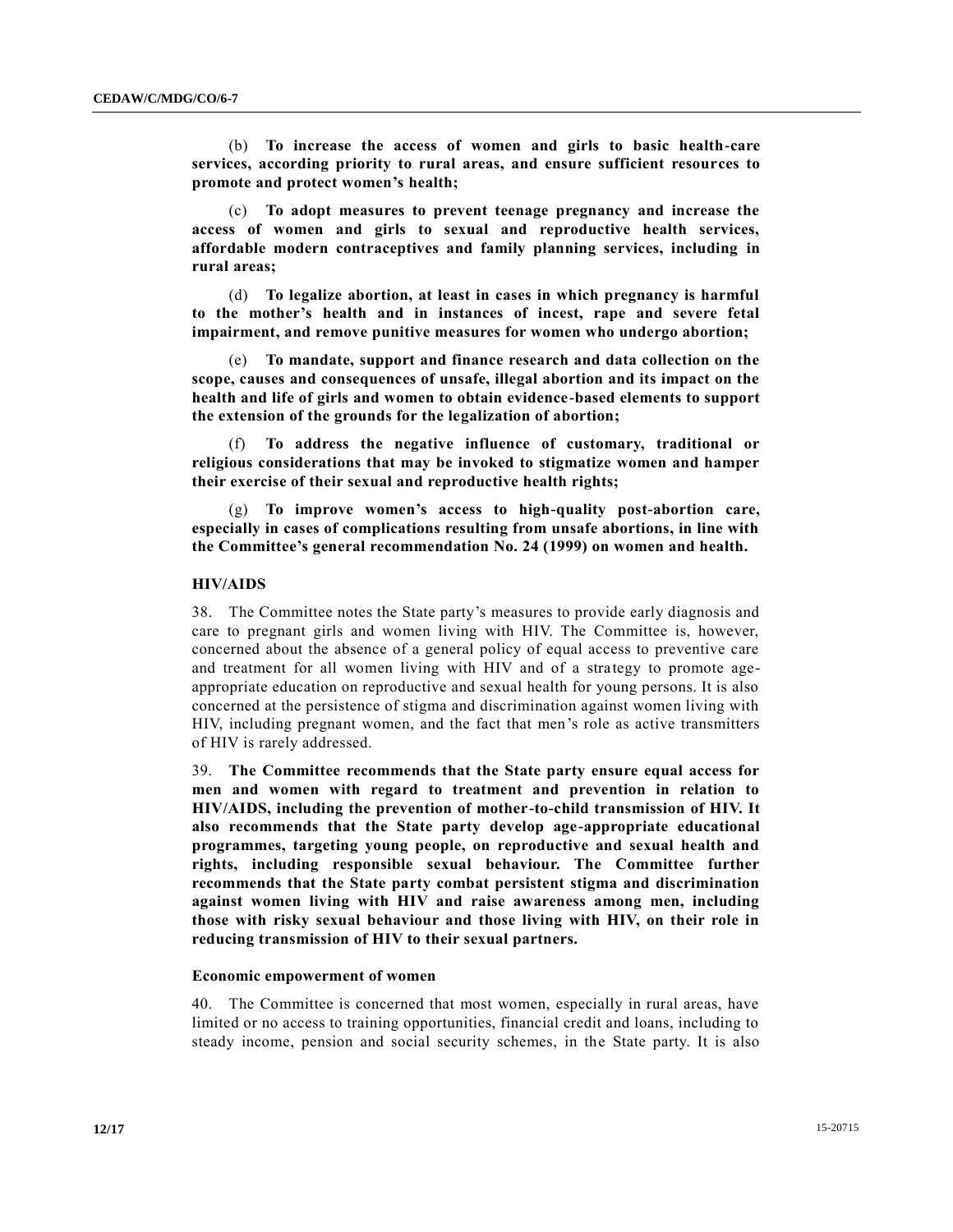(b) **To increase the access of women and girls to basic health-care services, according priority to rural areas, and ensure sufficient resources to promote and protect women's health;**

(c) **To adopt measures to prevent teenage pregnancy and increase the access of women and girls to sexual and reproductive health services, affordable modern contraceptives and family planning services, including in rural areas;**

(d) **To legalize abortion, at least in cases in which pregnancy is harmful to the mother's health and in instances of incest, rape and severe fetal impairment, and remove punitive measures for women who undergo abortion;**

(e) **To mandate, support and finance research and data collection on the scope, causes and consequences of unsafe, illegal abortion and its impact on the health and life of girls and women to obtain evidence-based elements to support the extension of the grounds for the legalization of abortion;**

(f) **To address the negative influence of customary, traditional or religious considerations that may be invoked to stigmatize women and hamper their exercise of their sexual and reproductive health rights;**

(g) **To improve women's access to high-quality post-abortion care, especially in cases of complications resulting from unsafe abortions, in line with the Committee's general recommendation No. 24 (1999) on women and health.**

### HIV/AIDS

38. The Committee notes the State party's measures to provide early diagnosis and care to pregnant girls and women living with HIV. The Committee is, however, concerned about the absence of a general policy of equal access to preventive care and treatment for all women living with HIV and of a strategy to promote age-appropriate education on reproductive and sexual health for young persons. It is also concerned at the persistence of stigma and discrimination against women living with HIV, including pregnant women, and the fact that men's role as active transmitters of HIV is rarely addressed.

39. **The Committee recommends that the State party ensure equal access for men and women with regard to treatment and prevention in relation to HIV/AIDS, including the prevention of mother-to-child transmission of HIV. It also recommends that the State party develop age-appropriate educational programmes, targeting young people, on reproductive and sexual health and rights, including responsible sexual behaviour. The Committee further recommends that the State party combat persistent stigma and discrimination against women living with HIV and raise awareness among men, including those with risky sexual behaviour and those living with HIV, on their role in reducing transmission of HIV to their sexual partners.**

### Economic empowerment of women

40. The Committee is concerned that most women, especially in rural areas, have limited or no access to training opportunities, financial credit and loans, including to steady income, pension and social security schemes, in the State party. It is also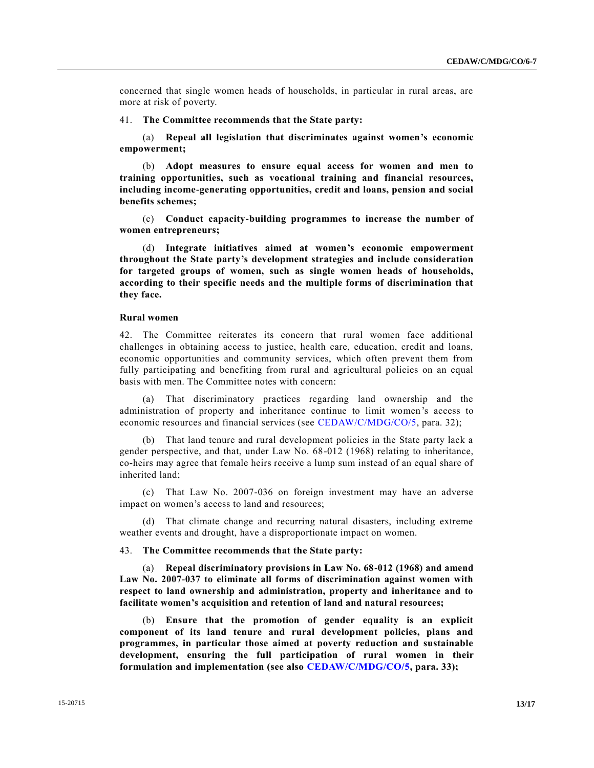concerned that single women heads of households, in particular in rural areas, are more at risk of poverty.

41. **The Committee recommends that the State party:**

(a) **Repeal all legislation that discriminates against women's economic empowerment;**

(b) **Adopt measures to ensure equal access for women and men to training opportunities, such as vocational training and financial resources, including income-generating opportunities, credit and loans, pension and social benefits schemes;**

(c) **Conduct capacity-building programmes to increase the number of women entrepreneurs;**

(d) **Integrate initiatives aimed at women's economic empowerment throughout the State party's development strategies and include consideration for targeted groups of women, such as single women heads of households, according to their specific needs and the multiple forms of discrimination that they face.**

### Rural women

42. The Committee reiterates its concern that rural women face additional challenges in obtaining access to justice, health care, education, credit and loans, economic opportunities and community services, which often prevent them from fully participating and benefiting from rural and agricultural policies on an equal basis with men. The Committee notes with concern:

(a) That discriminatory practices regarding land ownership and the administration of property and inheritance continue to limit women's access to economic resources and financial services (see CEDAW/C/MDG/CO/5, para. 32);

(b) That land tenure and rural development policies in the State party lack a gender perspective, and that, under Law No. 68-012 (1968) relating to inheritance, co-heirs may agree that female heirs receive a lump sum instead of an equal share of inherited land;

(c) That Law No. 2007-036 on foreign investment may have an adverse impact on women's access to land and resources;

(d) That climate change and recurring natural disasters, including extreme weather events and drought, have a disproportionate impact on women.

43. **The Committee recommends that the State party:**

(a) **Repeal discriminatory provisions in Law No. 68-012 (1968) and amend Law No. 2007-037 to eliminate all forms of discrimination against women with respect to land ownership and administration, property and inheritance and to facilitate women's acquisition and retention of land and natural resources;**

(b) **Ensure that the promotion of gender equality is an explicit component of its land tenure and rural development policies, plans and programmes, in particular those aimed at poverty reduction and sustainable development, ensuring the full participation of rural women in their formulation and implementation (see also CEDAW/C/MDG/CO/5, para. 33);**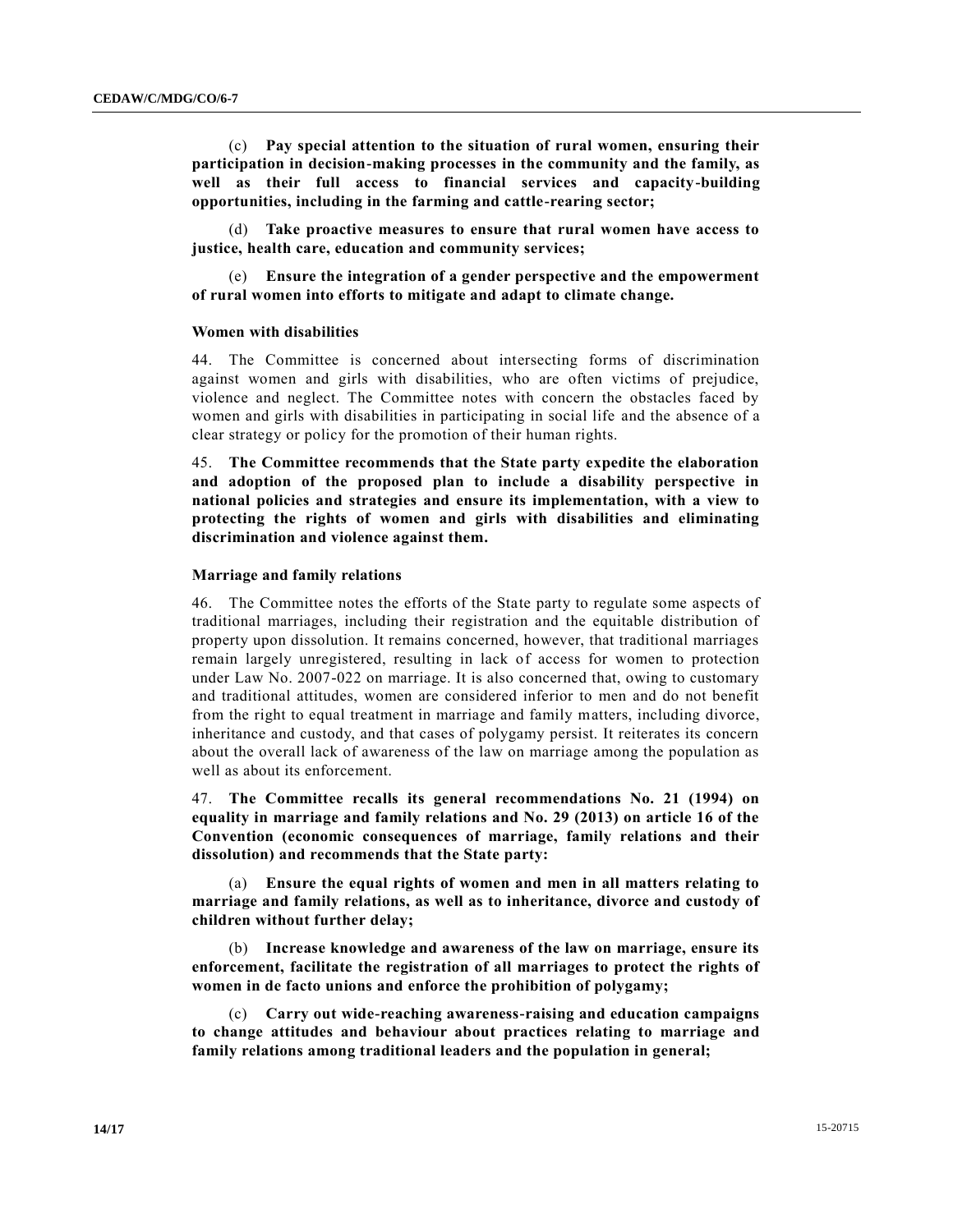(c) **Pay special attention to the situation of rural women, ensuring their participation in decision-making processes in the community and the family, as well as their full access to financial services and capacity-building opportunities, including in the farming and cattle-rearing sector;**

(d) **Take proactive measures to ensure that rural women have access to justice, health care, education and community services;**

(e) **Ensure the integration of a gender perspective and the empowerment of rural women into efforts to mitigate and adapt to climate change.**

### Women with disabilities

44. The Committee is concerned about intersecting forms of discrimination against women and girls with disabilities, who are often victims of prejudice, violence and neglect. The Committee notes with concern the obstacles faced by women and girls with disabilities in participating in social life and the absence of a clear strategy or policy for the promotion of their human rights.

45. **The Committee recommends that the State party expedite the elaboration and adoption of the proposed plan to include a disability perspective in national policies and strategies and ensure its implementation, with a view to protecting the rights of women and girls with disabilities and eliminating discrimination and violence against them.**

### Marriage and family relations

46. The Committee notes the efforts of the State party to regulate some aspects of traditional marriages, including their registration and the equitable distribution of property upon dissolution. It remains concerned, however, that traditional marriages remain largely unregistered, resulting in lack of access for women to protection under Law No. 2007-022 on marriage. It is also concerned that, owing to customary and traditional attitudes, women are considered inferior to men and do not benefit from the right to equal treatment in marriage and family matters, including divorce, inheritance and custody, and that cases of polygamy persist. It reiterates its concern about the overall lack of awareness of the law on marriage among the population as well as about its enforcement.

47. **The Committee recalls its general recommendations No. 21 (1994) on equality in marriage and family relations and No. 29 (2013) on article 16 of the Convention (economic consequences of marriage, family relations and their dissolution) and recommends that the State party:**

(a) **Ensure the equal rights of women and men in all matters relating to marriage and family relations, as well as to inheritance, divorce and custody of children without further delay;**

(b) **Increase knowledge and awareness of the law on marriage, ensure its enforcement, facilitate the registration of all marriages to protect the rights of women in de facto unions and enforce the prohibition of polygamy;**

(c) **Carry out wide-reaching awareness-raising and education campaigns to change attitudes and behaviour about practices relating to marriage and family relations among traditional leaders and the population in general;**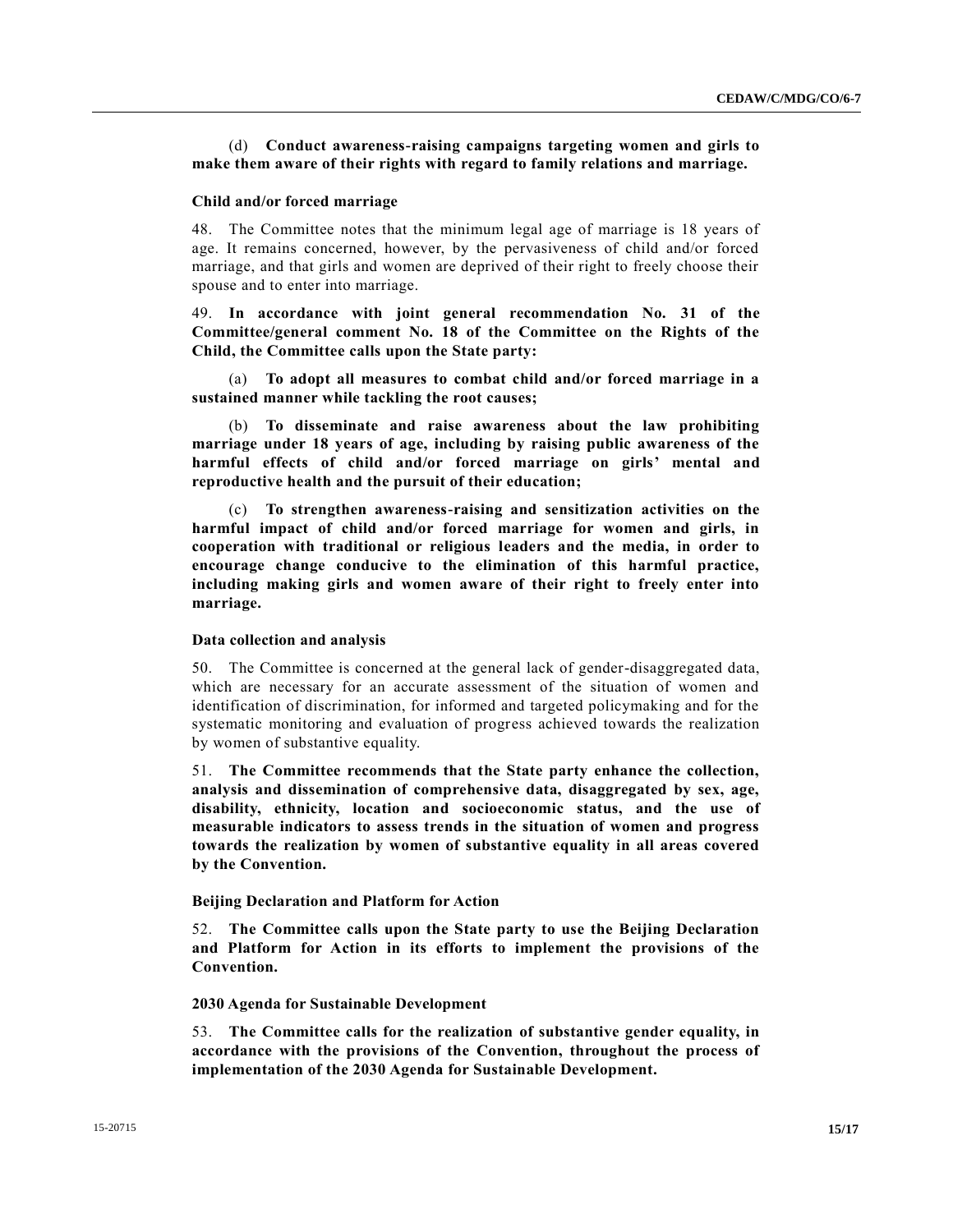(d) **Conduct awareness-raising campaigns targeting women and girls to make them aware of their rights with regard to family relations and marriage.**

### Child and/or forced marriage

48. The Committee notes that the minimum legal age of marriage is 18 years of age. It remains concerned, however, by the pervasiveness of child and/or forced marriage, and that girls and women are deprived of their right to freely choose their spouse and to enter into marriage.

49. **In accordance with joint general recommendation No. 31 of the Committee/general comment No. 18 of the Committee on the Rights of the Child, the Committee calls upon the State party:**

(a) **To adopt all measures to combat child and/or forced marriage in a sustained manner while tackling the root causes;**

(b) **To disseminate and raise awareness about the law prohibiting marriage under 18 years of age, including by raising public awareness of the harmful effects of child and/or forced marriage on girls' mental and reproductive health and the pursuit of their education;**

(c) **To strengthen awareness-raising and sensitization activities on the harmful impact of child and/or forced marriage for women and girls, in cooperation with traditional or religious leaders and the media, in order to encourage change conducive to the elimination of this harmful practice, including making girls and women aware of their right to freely enter into marriage.**

### Data collection and analysis

50. The Committee is concerned at the general lack of gender-disaggregated data, which are necessary for an accurate assessment of the situation of women and identification of discrimination, for informed and targeted policymaking and for the systematic monitoring and evaluation of progress achieved towards the realization by women of substantive equality.

51. **The Committee recommends that the State party enhance the collection, analysis and dissemination of comprehensive data, disaggregated by sex, age, disability, ethnicity, location and socioeconomic status, and the use of measurable indicators to assess trends in the situation of women and progress towards the realization by women of substantive equality in all areas covered by the Convention.**

### Beijing Declaration and Platform for Action

52. **The Committee calls upon the State party to use the Beijing Declaration and Platform for Action in its efforts to implement the provisions of the Convention.**

### 2030 Agenda for Sustainable Development

53. **The Committee calls for the realization of substantive gender equality, in accordance with the provisions of the Convention, throughout the process of implementation of the 2030 Agenda for Sustainable Development.**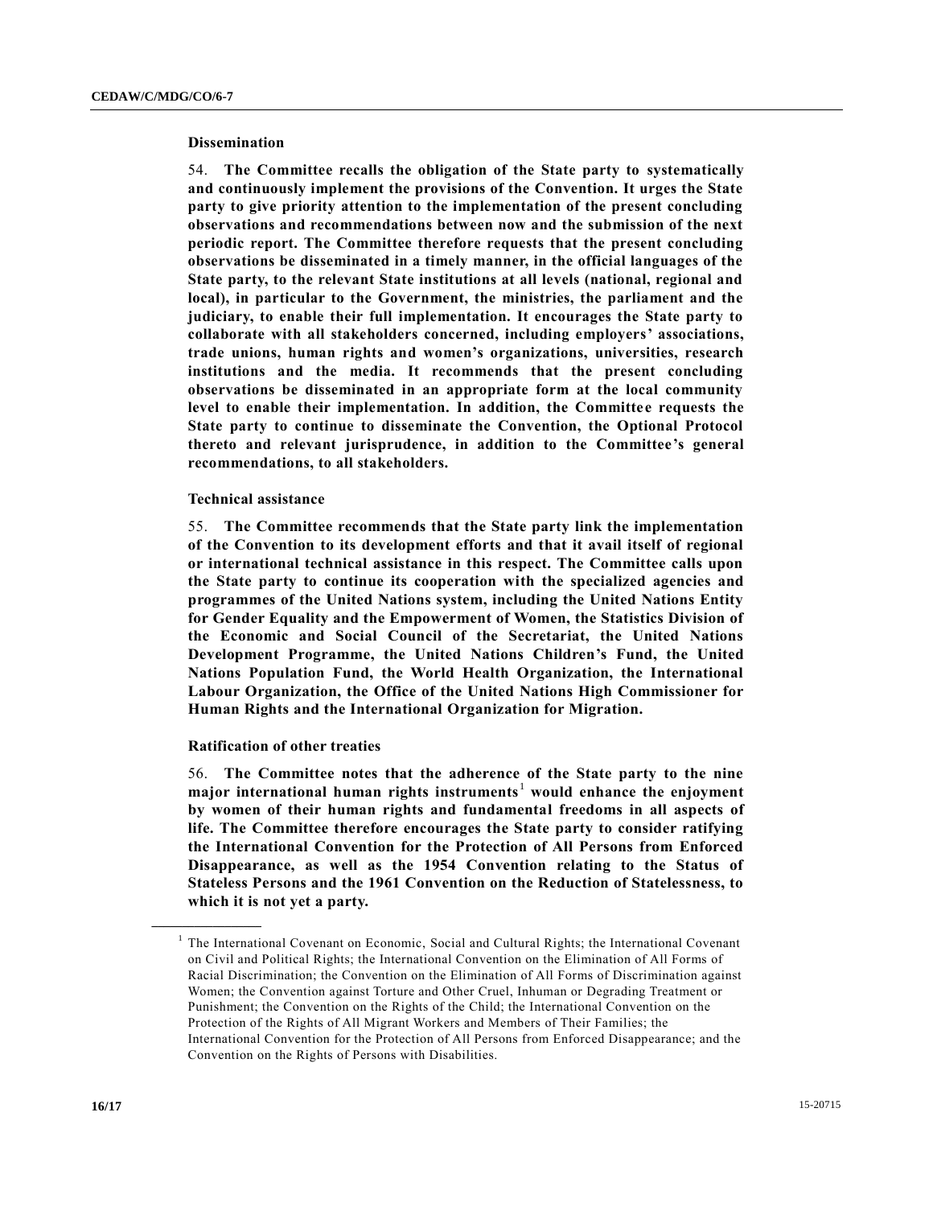### Dissemination

54. **The Committee recalls the obligation of the State party to systematically and continuously implement the provisions of the Convention. It urges the State party to give priority attention to the implementation of the present concluding observations and recommendations between now and the submission of the next periodic report. The Committee therefore requests that the present concluding observations be disseminated in a timely manner, in the official languages of the State party, to the relevant State institutions at all levels (national, regional and local), in particular to the Government, the ministries, the parliament and the judiciary, to enable their full implementation. It encourages the State party to collaborate with all stakeholders concerned, including employers' associations, trade unions, human rights and women's organizations, universities, research institutions and the media. It recommends that the present concluding observations be disseminated in an appropriate form at the local community level to enable their implementation. In addition, the Committee requests the State party to continue to disseminate the Convention, the Optional Protocol thereto and relevant jurisprudence, in addition to the Committee's general recommendations, to all stakeholders.**

### Technical assistance

55. **The Committee recommends that the State party link the implementation of the Convention to its development efforts and that it avail itself of regional or international technical assistance in this respect. The Committee calls upon the State party to continue its cooperation with the specialized agencies and programmes of the United Nations system, including the United Nations Entity for Gender Equality and the Empowerment of Women, the Statistics Division of the Economic and Social Council of the Secretariat, the United Nations Development Programme, the United Nations Children's Fund, the United Nations Population Fund, the World Health Organization, the International Labour Organization, the Office of the United Nations High Commissioner for Human Rights and the International Organization for Migration.**

### Ratification of other treaties

56. **The Committee notes that the adherence of the State party to the nine major international human rights instruments**[1] **would enhance the enjoyment by women of their human rights and fundamental freedoms in all aspects of life. The Committee therefore encourages the State party to consider ratifying the International Convention for the Protection of All Persons from Enforced Disappearance, as well as the 1954 Convention relating to the Status of Stateless Persons and the 1961 Convention on the Reduction of Statelessness, to which it is not yet a party.**

---

[1] The International Covenant on Economic, Social and Cultural Rights; the International Covenant on Civil and Political Rights; the International Convention on the Elimination of All Forms of Racial Discrimination; the Convention on the Elimination of All Forms of Discrimination against Women; the Convention against Torture and Other Cruel, Inhuman or Degrading Treatment or Punishment; the Convention on the Rights of the Child; the International Convention on the Protection of the Rights of All Migrant Workers and Members of Their Families; the International Convention for the Protection of All Persons from Enforced Disappearance; and the Convention on the Rights of Persons with Disabilities.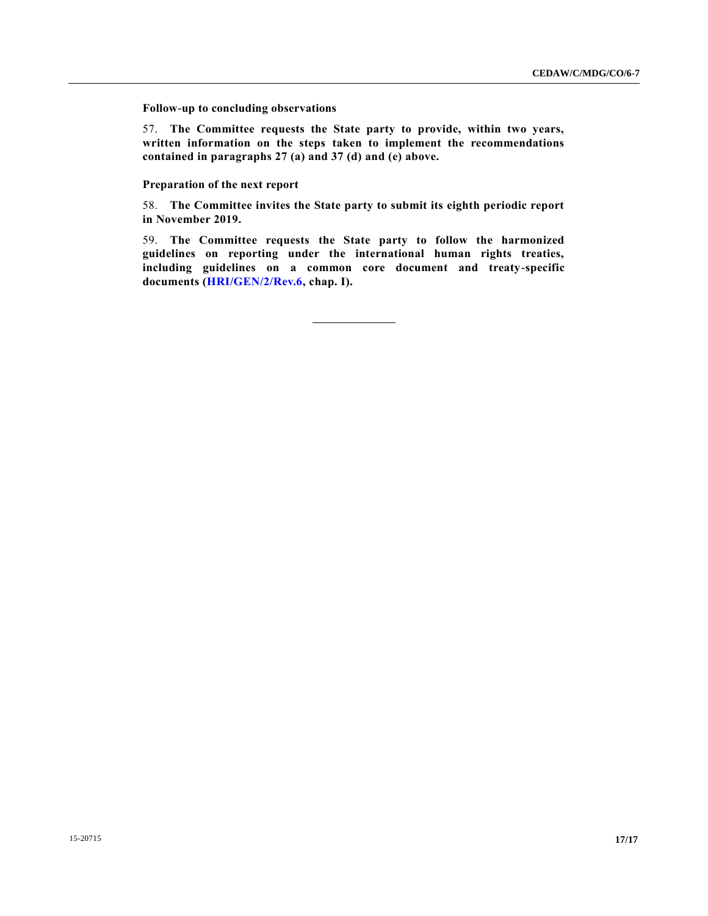### Follow-up to concluding observations

57. **The Committee requests the State party to provide, within two years, written information on the steps taken to implement the recommendations contained in paragraphs 27 (a) and 37 (d) and (e) above.**

### Preparation of the next report

58. **The Committee invites the State party to submit its eighth periodic report in November 2019.**

59. **The Committee requests the State party to follow the harmonized guidelines on reporting under the international human rights treaties, including guidelines on a common core document and treaty-specific documents (HRI/GEN/2/Rev.6, chap. I).**